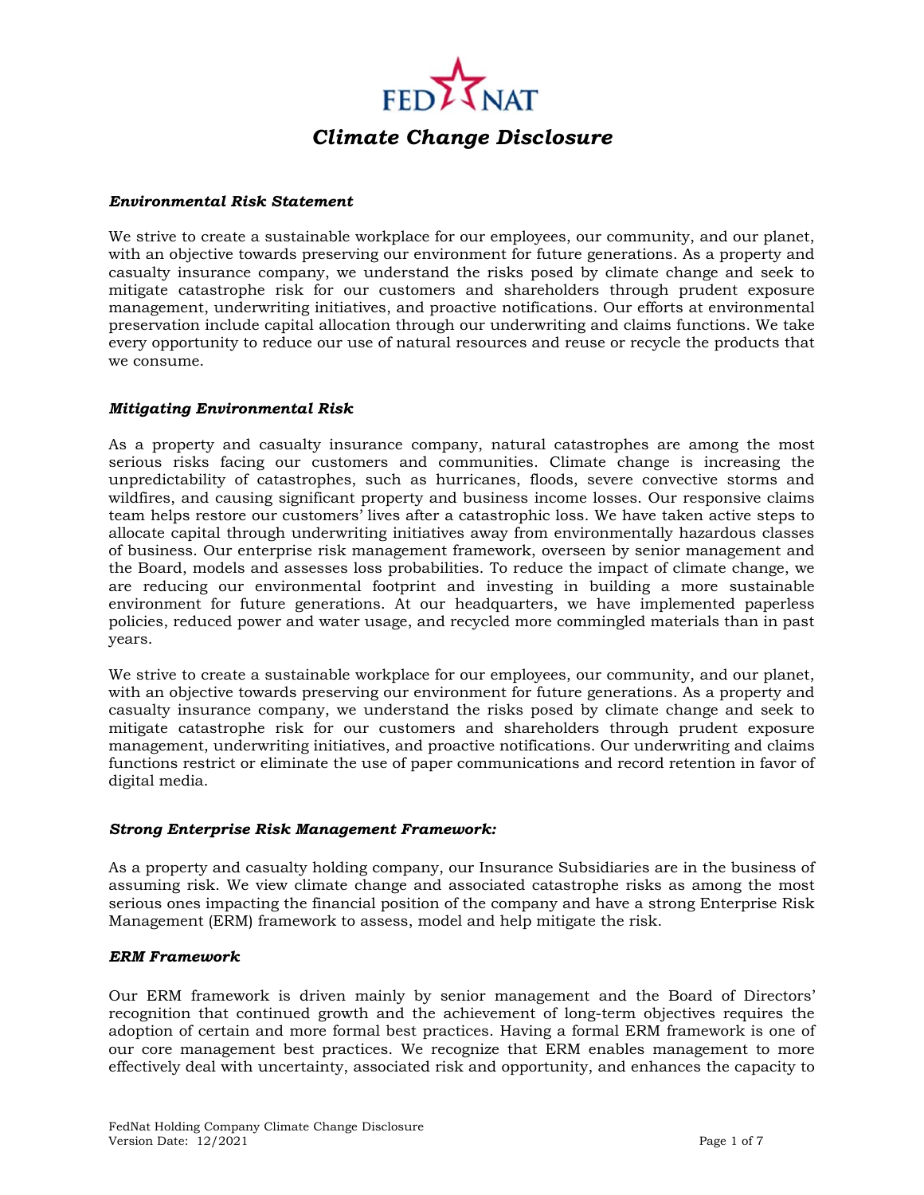# Climate Change Disclosure

***Environmental Risk Statement***

We strive to create a sustainable workplace for our employees, our community, and our planet, with an objective towards preserving our environment for future generations. As a property and casualty insurance company, we understand the risks posed by climate change and seek to mitigate catastrophe risk for our customers and shareholders through prudent exposure management, underwriting initiatives, and proactive notifications. Our efforts at environmental preservation include capital allocation through our underwriting and claims functions. We take every opportunity to reduce our use of natural resources and reuse or recycle the products that we consume.

***Mitigating Environmental Risk***

As a property and casualty insurance company, natural catastrophes are among the most serious risks facing our customers and communities. Climate change is increasing the unpredictability of catastrophes, such as hurricanes, floods, severe convective storms and wildfires, and causing significant property and business income losses. Our responsive claims team helps restore our customers' lives after a catastrophic loss. We have taken active steps to allocate capital through underwriting initiatives away from environmentally hazardous classes of business. Our enterprise risk management framework, overseen by senior management and the Board, models and assesses loss probabilities. To reduce the impact of climate change, we are reducing our environmental footprint and investing in building a more sustainable environment for future generations. At our headquarters, we have implemented paperless policies, reduced power and water usage, and recycled more commingled materials than in past years.

We strive to create a sustainable workplace for our employees, our community, and our planet, with an objective towards preserving our environment for future generations. As a property and casualty insurance company, we understand the risks posed by climate change and seek to mitigate catastrophe risk for our customers and shareholders through prudent exposure management, underwriting initiatives, and proactive notifications. Our underwriting and claims functions restrict or eliminate the use of paper communications and record retention in favor of digital media.

***Strong Enterprise Risk Management Framework:***

As a property and casualty holding company, our Insurance Subsidiaries are in the business of assuming risk. We view climate change and associated catastrophe risks as among the most serious ones impacting the financial position of the company and have a strong Enterprise Risk Management (ERM) framework to assess, model and help mitigate the risk.

***ERM Framework***

Our ERM framework is driven mainly by senior management and the Board of Directors' recognition that continued growth and the achievement of long-term objectives requires the adoption of certain and more formal best practices. Having a formal ERM framework is one of our core management best practices. We recognize that ERM enables management to more effectively deal with uncertainty, associated risk and opportunity, and enhances the capacity to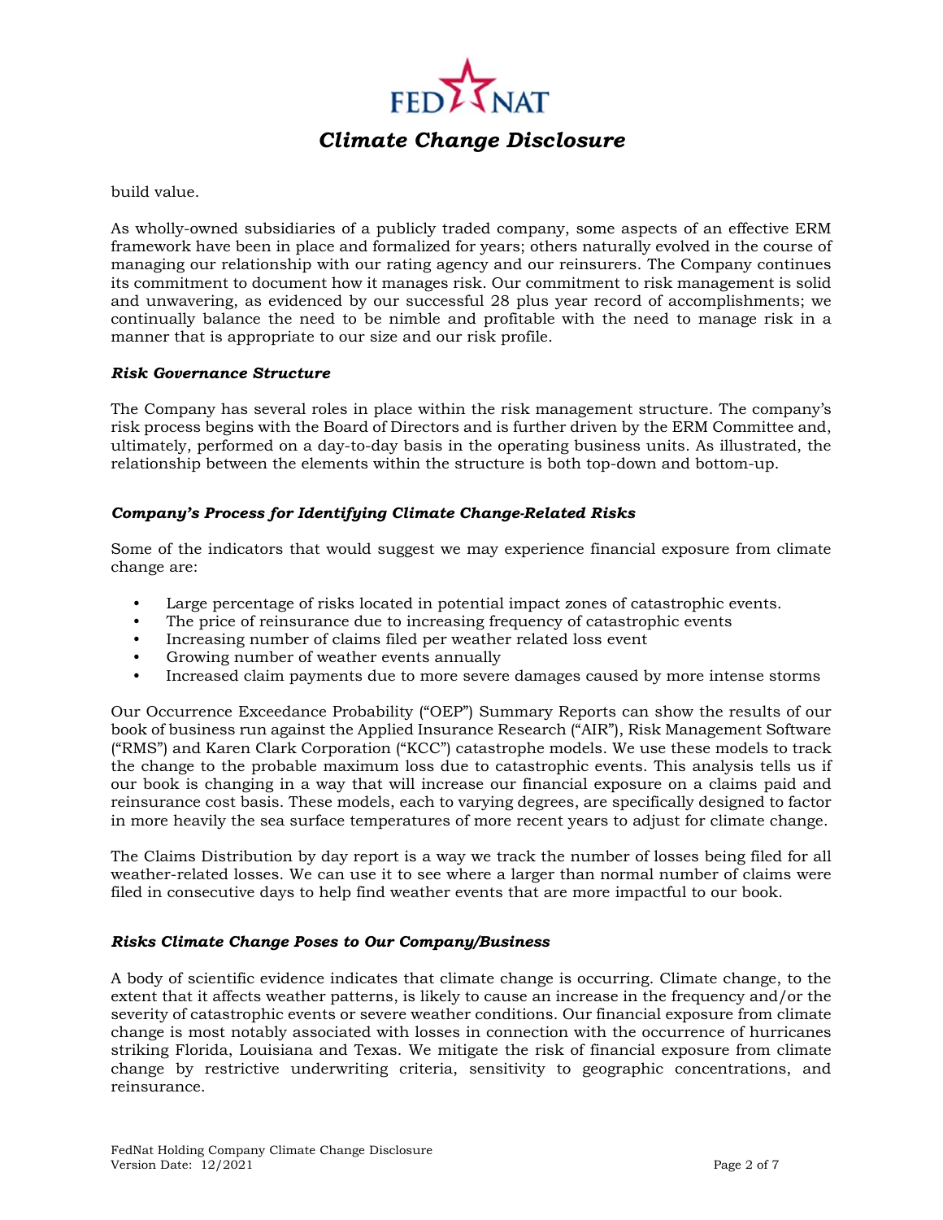build value.

As wholly-owned subsidiaries of a publicly traded company, some aspects of an effective ERM framework have been in place and formalized for years; others naturally evolved in the course of managing our relationship with our rating agency and our reinsurers. The Company continues its commitment to document how it manages risk. Our commitment to risk management is solid and unwavering, as evidenced by our successful 28 plus year record of accomplishments; we continually balance the need to be nimble and profitable with the need to manage risk in a manner that is appropriate to our size and our risk profile.

### *Risk Governance Structure*

The Company has several roles in place within the risk management structure. The company's risk process begins with the Board of Directors and is further driven by the ERM Committee and, ultimately, performed on a day-to-day basis in the operating business units. As illustrated, the relationship between the elements within the structure is both top-down and bottom-up.

### *Company's Process for Identifying Climate Change-Related Risks*

Some of the indicators that would suggest we may experience financial exposure from climate change are:

- Large percentage of risks located in potential impact zones of catastrophic events.
- The price of reinsurance due to increasing frequency of catastrophic events
- Increasing number of claims filed per weather related loss event
- Growing number of weather events annually
- Increased claim payments due to more severe damages caused by more intense storms

Our Occurrence Exceedance Probability ("OEP") Summary Reports can show the results of our book of business run against the Applied Insurance Research ("AIR"), Risk Management Software ("RMS") and Karen Clark Corporation ("KCC") catastrophe models. We use these models to track the change to the probable maximum loss due to catastrophic events. This analysis tells us if our book is changing in a way that will increase our financial exposure on a claims paid and reinsurance cost basis. These models, each to varying degrees, are specifically designed to factor in more heavily the sea surface temperatures of more recent years to adjust for climate change.

The Claims Distribution by day report is a way we track the number of losses being filed for all weather-related losses. We can use it to see where a larger than normal number of claims were filed in consecutive days to help find weather events that are more impactful to our book.

### *Risks Climate Change Poses to Our Company/Business*

A body of scientific evidence indicates that climate change is occurring. Climate change, to the extent that it affects weather patterns, is likely to cause an increase in the frequency and/or the severity of catastrophic events or severe weather conditions. Our financial exposure from climate change is most notably associated with losses in connection with the occurrence of hurricanes striking Florida, Louisiana and Texas. We mitigate the risk of financial exposure from climate change by restrictive underwriting criteria, sensitivity to geographic concentrations, and reinsurance.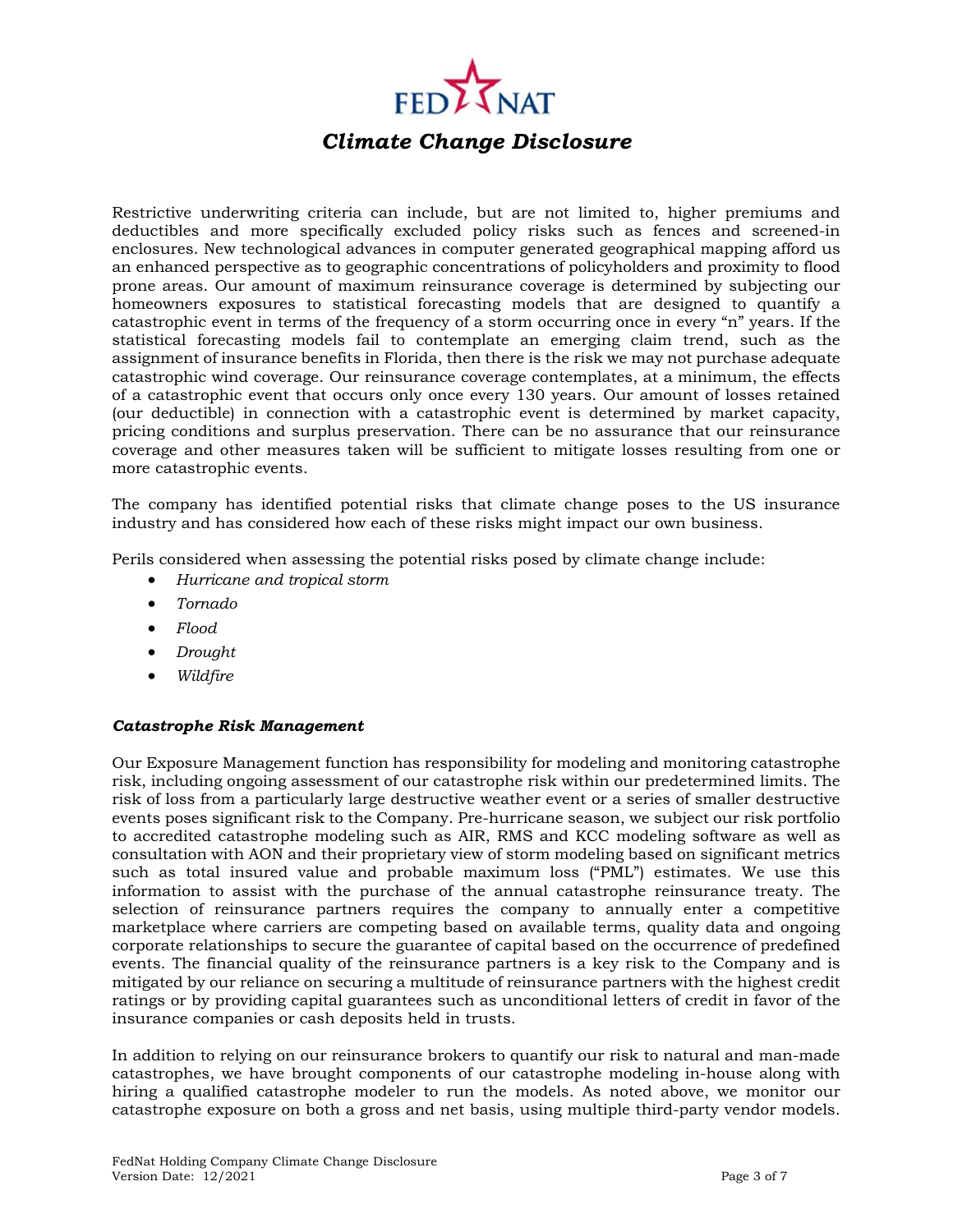Restrictive underwriting criteria can include, but are not limited to, higher premiums and deductibles and more specifically excluded policy risks such as fences and screened-in enclosures. New technological advances in computer generated geographical mapping afford us an enhanced perspective as to geographic concentrations of policyholders and proximity to flood prone areas. Our amount of maximum reinsurance coverage is determined by subjecting our homeowners exposures to statistical forecasting models that are designed to quantify a catastrophic event in terms of the frequency of a storm occurring once in every "n" years. If the statistical forecasting models fail to contemplate an emerging claim trend, such as the assignment of insurance benefits in Florida, then there is the risk we may not purchase adequate catastrophic wind coverage. Our reinsurance coverage contemplates, at a minimum, the effects of a catastrophic event that occurs only once every 130 years. Our amount of losses retained (our deductible) in connection with a catastrophic event is determined by market capacity, pricing conditions and surplus preservation. There can be no assurance that our reinsurance coverage and other measures taken will be sufficient to mitigate losses resulting from one or more catastrophic events.

The company has identified potential risks that climate change poses to the US insurance industry and has considered how each of these risks might impact our own business.

Perils considered when assessing the potential risks posed by climate change include:

- *Hurricane and tropical storm*
- *Tornado*
- *Flood*
- *Drought*
- *Wildfire*

### *Catastrophe Risk Management*

Our Exposure Management function has responsibility for modeling and monitoring catastrophe risk, including ongoing assessment of our catastrophe risk within our predetermined limits. The risk of loss from a particularly large destructive weather event or a series of smaller destructive events poses significant risk to the Company. Pre-hurricane season, we subject our risk portfolio to accredited catastrophe modeling such as AIR, RMS and KCC modeling software as well as consultation with AON and their proprietary view of storm modeling based on significant metrics such as total insured value and probable maximum loss ("PML") estimates. We use this information to assist with the purchase of the annual catastrophe reinsurance treaty. The selection of reinsurance partners requires the company to annually enter a competitive marketplace where carriers are competing based on available terms, quality data and ongoing corporate relationships to secure the guarantee of capital based on the occurrence of predefined events. The financial quality of the reinsurance partners is a key risk to the Company and is mitigated by our reliance on securing a multitude of reinsurance partners with the highest credit ratings or by providing capital guarantees such as unconditional letters of credit in favor of the insurance companies or cash deposits held in trusts.

In addition to relying on our reinsurance brokers to quantify our risk to natural and man-made catastrophes, we have brought components of our catastrophe modeling in-house along with hiring a qualified catastrophe modeler to run the models. As noted above, we monitor our catastrophe exposure on both a gross and net basis, using multiple third-party vendor models.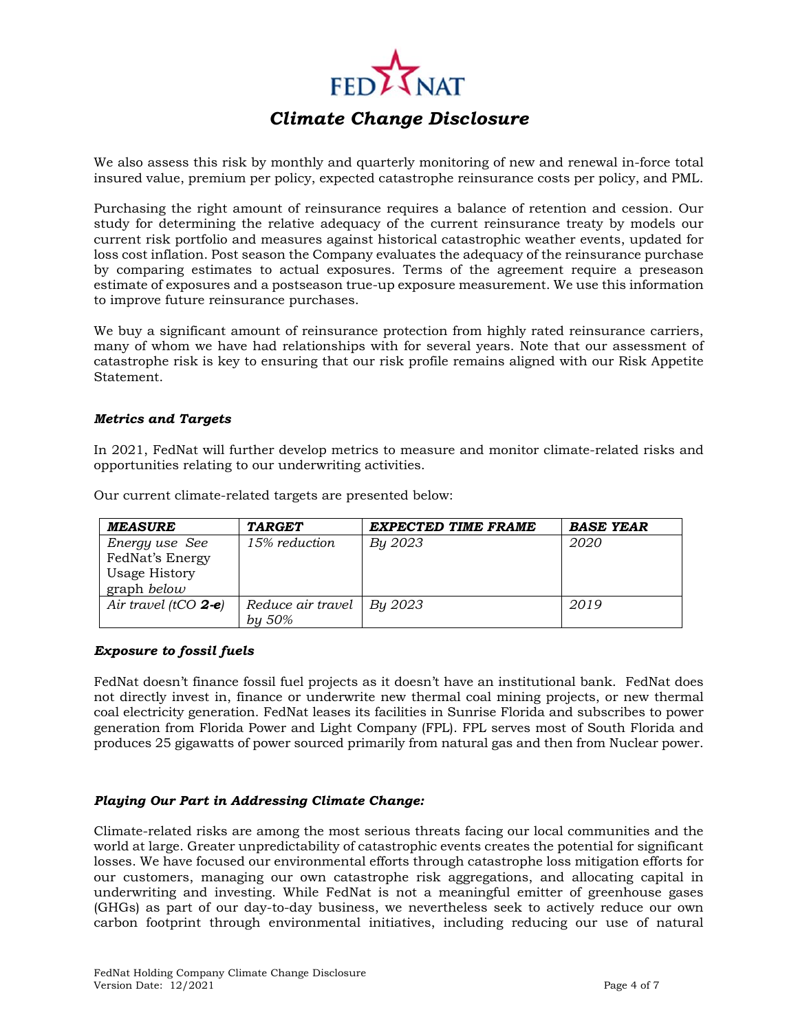We also assess this risk by monthly and quarterly monitoring of new and renewal in-force total insured value, premium per policy, expected catastrophe reinsurance costs per policy, and PML.

Purchasing the right amount of reinsurance requires a balance of retention and cession. Our study for determining the relative adequacy of the current reinsurance treaty by models our current risk portfolio and measures against historical catastrophic weather events, updated for loss cost inflation. Post season the Company evaluates the adequacy of the reinsurance purchase by comparing estimates to actual exposures. Terms of the agreement require a preseason estimate of exposures and a postseason true-up exposure measurement. We use this information to improve future reinsurance purchases.

We buy a significant amount of reinsurance protection from highly rated reinsurance carriers, many of whom we have had relationships with for several years. Note that our assessment of catastrophe risk is key to ensuring that our risk profile remains aligned with our Risk Appetite Statement.

### *Metrics and Targets*

In 2021, FedNat will further develop metrics to measure and monitor climate-related risks and opportunities relating to our underwriting activities.

Our current climate-related targets are presented below:

| ***MEASURE*** | ***TARGET*** | ***EXPECTED TIME FRAME*** | ***BASE YEAR*** |
|---|---|---|---|
| *Energy use See FedNat's Energy Usage History graph below* | *15% reduction* | *By 2023* | *2020* |
| *Air travel (tCO **2-e**)* | *Reduce air travel by 50%* | *By 2023* | *2019* |

### *Exposure to fossil fuels*

FedNat doesn't finance fossil fuel projects as it doesn't have an institutional bank. FedNat does not directly invest in, finance or underwrite new thermal coal mining projects, or new thermal coal electricity generation. FedNat leases its facilities in Sunrise Florida and subscribes to power generation from Florida Power and Light Company (FPL). FPL serves most of South Florida and produces 25 gigawatts of power sourced primarily from natural gas and then from Nuclear power.

### *Playing Our Part in Addressing Climate Change:*

Climate-related risks are among the most serious threats facing our local communities and the world at large. Greater unpredictability of catastrophic events creates the potential for significant losses. We have focused our environmental efforts through catastrophe loss mitigation efforts for our customers, managing our own catastrophe risk aggregations, and allocating capital in underwriting and investing. While FedNat is not a meaningful emitter of greenhouse gases (GHGs) as part of our day-to-day business, we nevertheless seek to actively reduce our own carbon footprint through environmental initiatives, including reducing our use of natural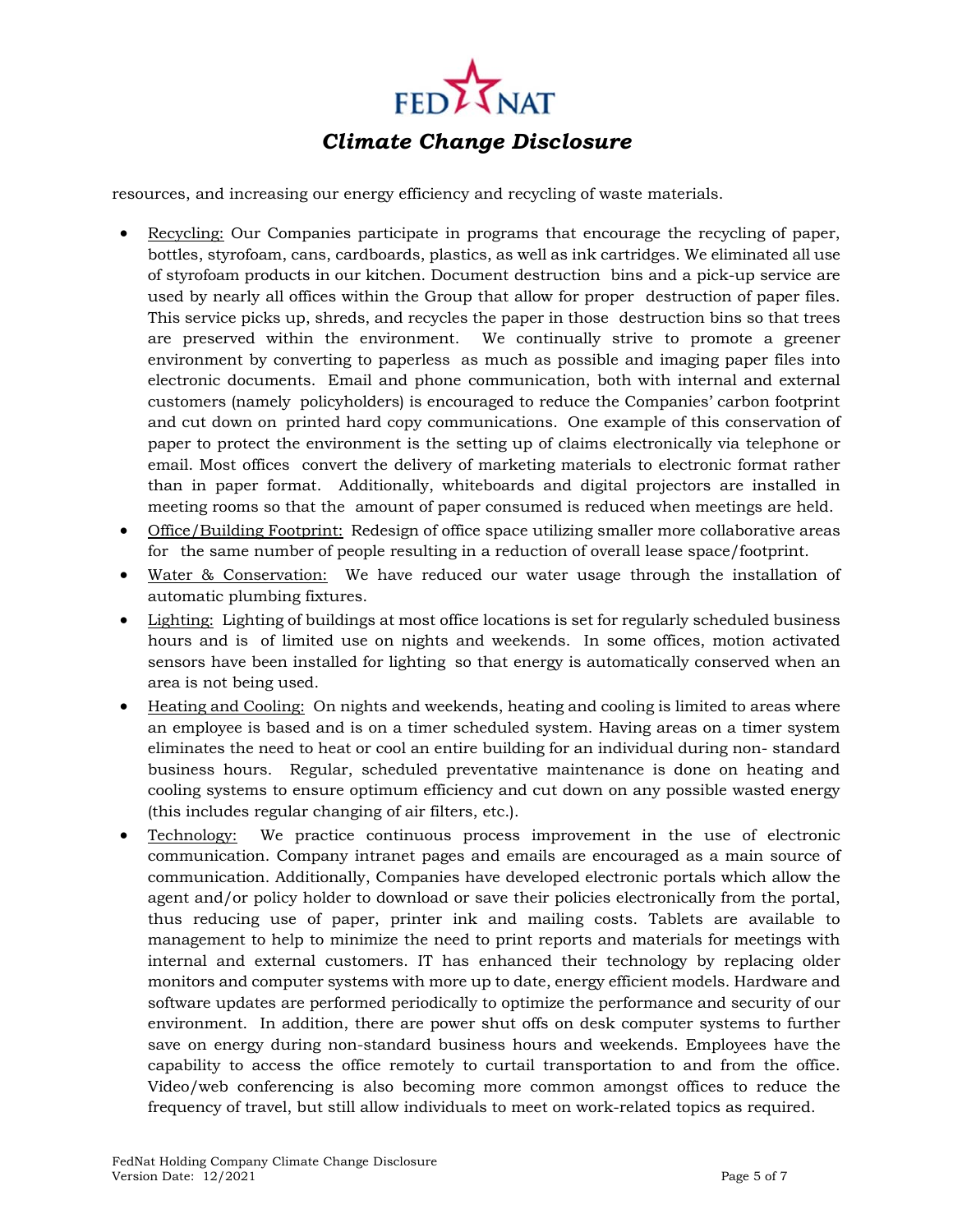resources, and increasing our energy efficiency and recycling of waste materials.

- Recycling: Our Companies participate in programs that encourage the recycling of paper, bottles, styrofoam, cans, cardboards, plastics, as well as ink cartridges. We eliminated all use of styrofoam products in our kitchen. Document destruction bins and a pick-up service are used by nearly all offices within the Group that allow for proper destruction of paper files. This service picks up, shreds, and recycles the paper in those destruction bins so that trees are preserved within the environment. We continually strive to promote a greener environment by converting to paperless as much as possible and imaging paper files into electronic documents. Email and phone communication, both with internal and external customers (namely policyholders) is encouraged to reduce the Companies' carbon footprint and cut down on printed hard copy communications. One example of this conservation of paper to protect the environment is the setting up of claims electronically via telephone or email. Most offices convert the delivery of marketing materials to electronic format rather than in paper format. Additionally, whiteboards and digital projectors are installed in meeting rooms so that the amount of paper consumed is reduced when meetings are held.
- Office/Building Footprint: Redesign of office space utilizing smaller more collaborative areas for the same number of people resulting in a reduction of overall lease space/footprint.
- Water & Conservation: We have reduced our water usage through the installation of automatic plumbing fixtures.
- Lighting: Lighting of buildings at most office locations is set for regularly scheduled business hours and is of limited use on nights and weekends. In some offices, motion activated sensors have been installed for lighting so that energy is automatically conserved when an area is not being used.
- Heating and Cooling: On nights and weekends, heating and cooling is limited to areas where an employee is based and is on a timer scheduled system. Having areas on a timer system eliminates the need to heat or cool an entire building for an individual during non- standard business hours. Regular, scheduled preventative maintenance is done on heating and cooling systems to ensure optimum efficiency and cut down on any possible wasted energy (this includes regular changing of air filters, etc.).
- Technology: We practice continuous process improvement in the use of electronic communication. Company intranet pages and emails are encouraged as a main source of communication. Additionally, Companies have developed electronic portals which allow the agent and/or policy holder to download or save their policies electronically from the portal, thus reducing use of paper, printer ink and mailing costs. Tablets are available to management to help to minimize the need to print reports and materials for meetings with internal and external customers. IT has enhanced their technology by replacing older monitors and computer systems with more up to date, energy efficient models. Hardware and software updates are performed periodically to optimize the performance and security of our environment. In addition, there are power shut offs on desk computer systems to further save on energy during non-standard business hours and weekends. Employees have the capability to access the office remotely to curtail transportation to and from the office. Video/web conferencing is also becoming more common amongst offices to reduce the frequency of travel, but still allow individuals to meet on work-related topics as required.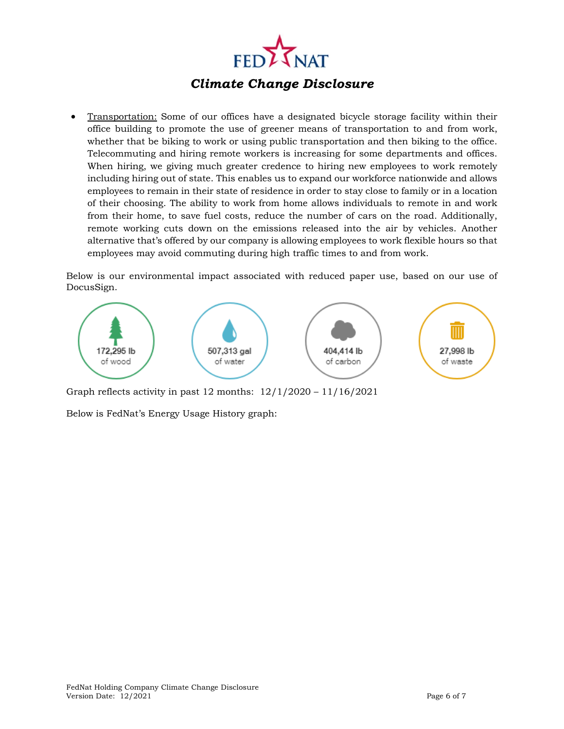# Climate Change Disclosure

- Transportation: Some of our offices have a designated bicycle storage facility within their office building to promote the use of greener means of transportation to and from work, whether that be biking to work or using public transportation and then biking to the office. Telecommuting and hiring remote workers is increasing for some departments and offices. When hiring, we giving much greater credence to hiring new employees to work remotely including hiring out of state. This enables us to expand our workforce nationwide and allows employees to remain in their state of residence in order to stay close to family or in a location of their choosing. The ability to work from home allows individuals to remote in and work from their home, to save fuel costs, reduce the number of cars on the road. Additionally, remote working cuts down on the emissions released into the air by vehicles. Another alternative that's offered by our company is allowing employees to work flexible hours so that employees may avoid commuting during high traffic times to and from work.

Below is our environmental impact associated with reduced paper use, based on our use of DocusSign.

172,295 lb of wood

507,313 gal of water

404,414 lb of carbon

27,998 lb of waste

Graph reflects activity in past 12 months: 12/1/2020 – 11/16/2021

Below is FedNat's Energy Usage History graph: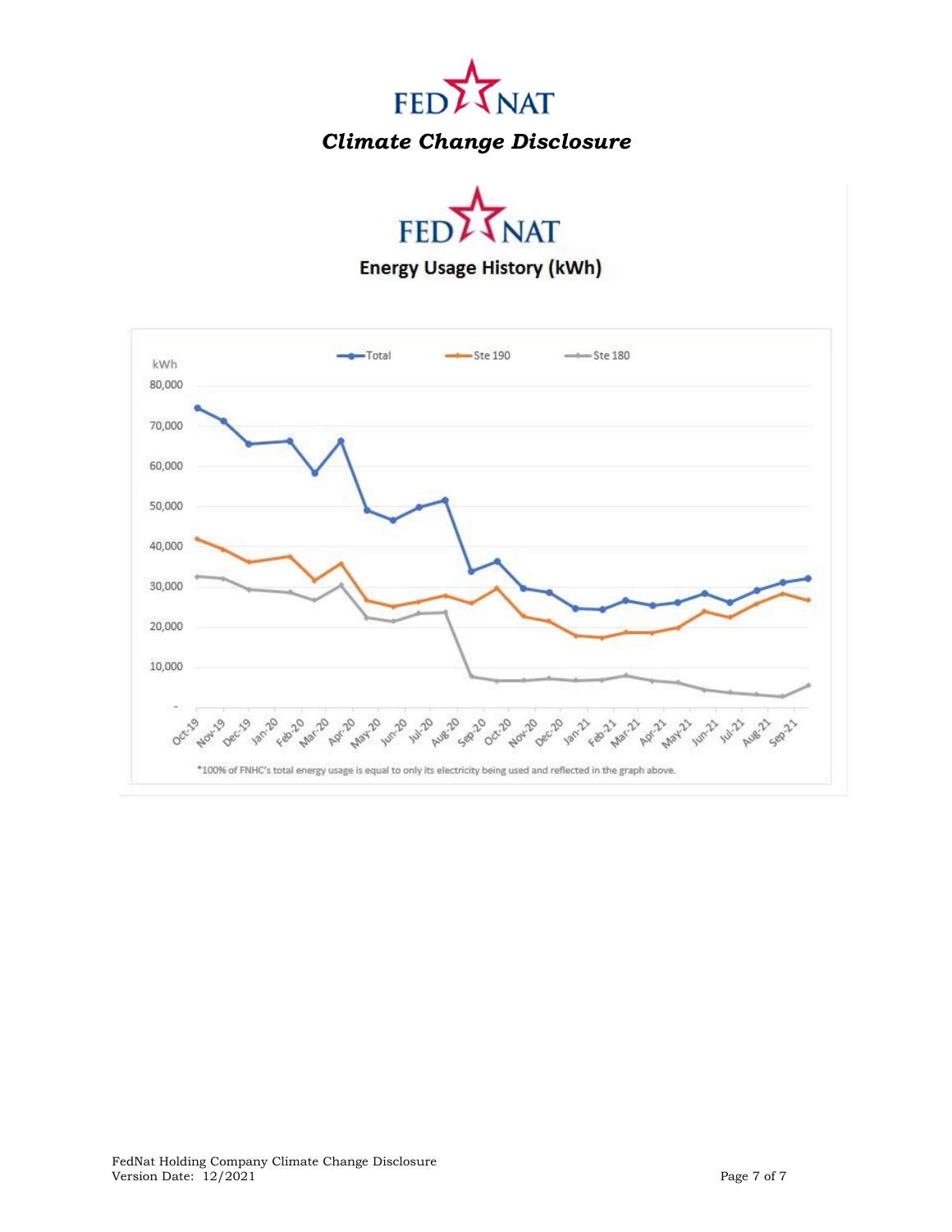FEDNAT

## *Climate Change Disclosure*

FEDNAT

**Energy Usage History (kWh)**

Total
Ste 190
Ste 180

kWh
80,000
70,000
60,000
50,000
40,000
30,000
20,000
10,000
-

Oct-19 Nov-19 Dec-19 Jan-20 Feb-20 Mar-20 Apr-20 May-20 Jun-20 Jul-20 Aug-20 Sep-20 Oct-20 Nov-20 Dec-20 Jan-21 Feb-21 Mar-21 Apr-21 May-21 Jun-21 Jul-21 Aug-21 Sep-21

*100% of FNHC's total energy usage is equal to only its electricity being used and reflected in the graph above.